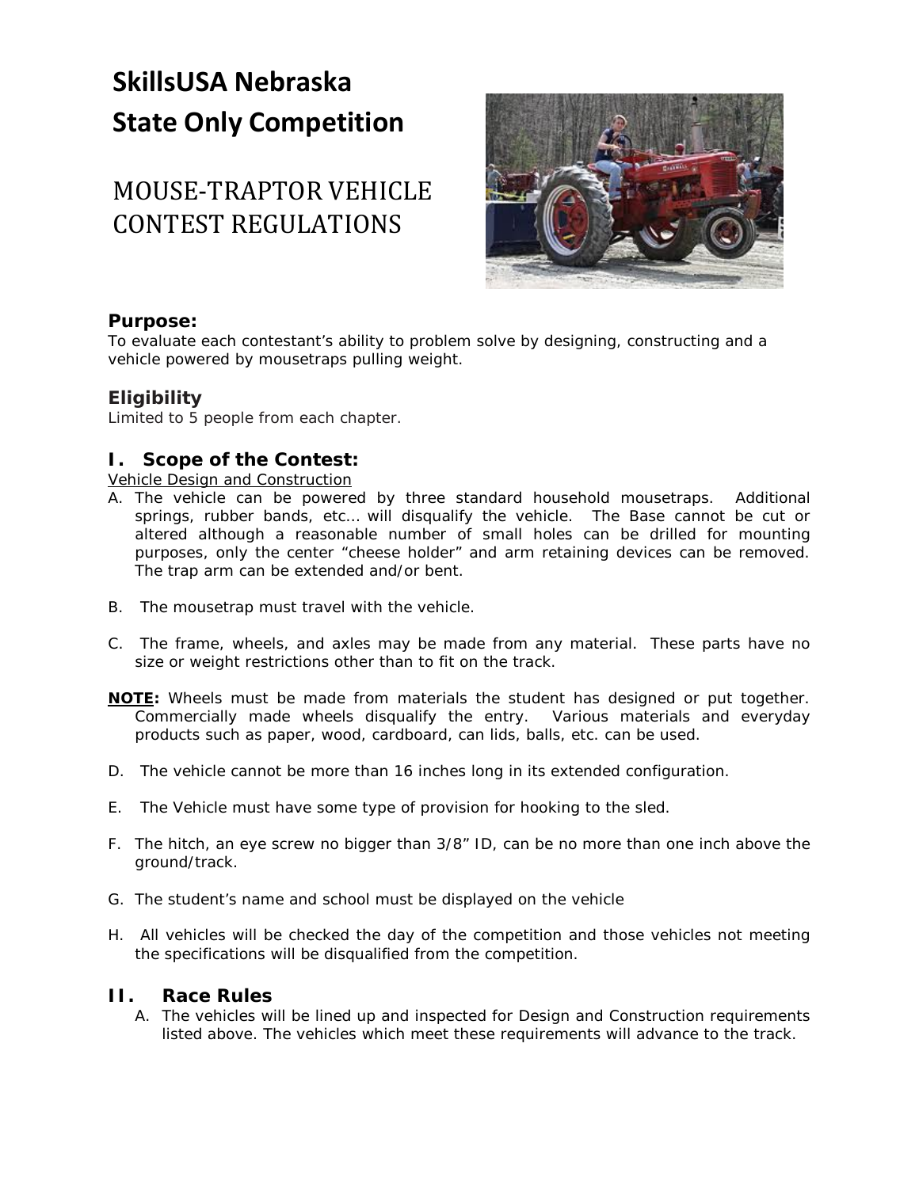# SkillsUSA Nebraska
# State Only Competition

## MOUSE-TRAPTOR VEHICLE CONTEST REGULATIONS

### Purpose:

To evaluate each contestant's ability to problem solve by designing, constructing and a vehicle powered by mousetraps pulling weight.

### Eligibility

Limited to 5 people from each chapter.

### I. Scope of the Contest:

Vehicle Design and Construction

A. The vehicle can be powered by three standard household mousetraps. Additional springs, rubber bands, etc… will disqualify the vehicle. The Base cannot be cut or altered although a reasonable number of small holes can be drilled for mounting purposes, only the center "cheese holder" and arm retaining devices can be removed. The trap arm can be extended and/or bent.

B. The mousetrap must travel with the vehicle.

C. The frame, wheels, and axles may be made from any material. These parts have no size or weight restrictions other than to fit on the track.

**NOTE:** Wheels must be made from materials the student has designed or put together. Commercially made wheels disqualify the entry. Various materials and everyday products such as paper, wood, cardboard, can lids, balls, etc. can be used.

D. The vehicle cannot be more than 16 inches long in its extended configuration.

E. The Vehicle must have some type of provision for hooking to the sled.

F. The hitch, an eye screw no bigger than 3/8" ID, can be no more than one inch above the ground/track.

G. The student's name and school must be displayed on the vehicle

H. All vehicles will be checked the day of the competition and those vehicles not meeting the specifications will be disqualified from the competition.

### II. Race Rules

A. The vehicles will be lined up and inspected for Design and Construction requirements listed above. The vehicles which meet these requirements will advance to the track.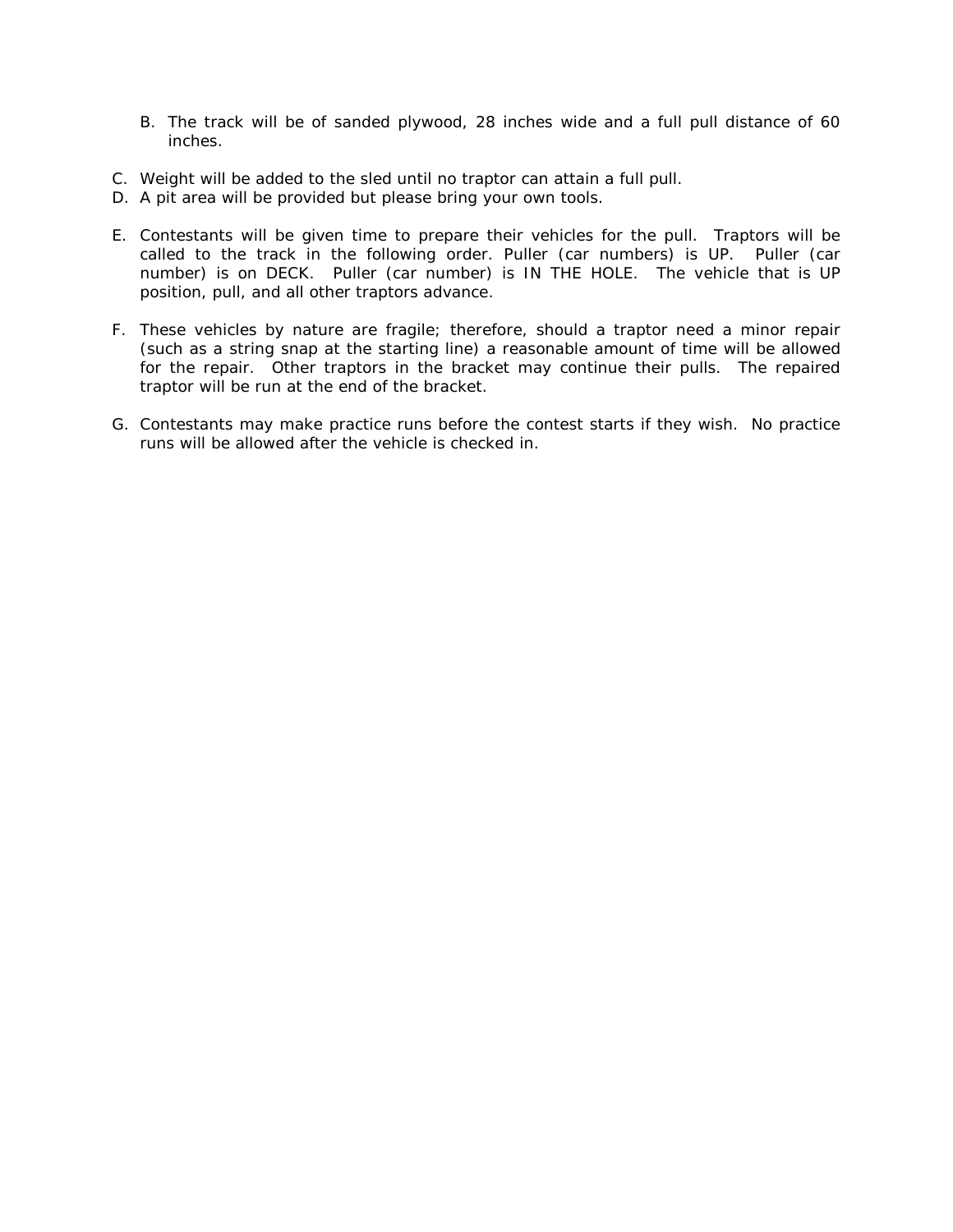B. The track will be of sanded plywood, 28 inches wide and a full pull distance of 60 inches.

C. Weight will be added to the sled until no traptor can attain a full pull.
D. A pit area will be provided but please bring your own tools.

E. Contestants will be given time to prepare their vehicles for the pull. Traptors will be called to the track in the following order. Puller (car numbers) is UP. Puller (car number) is on DECK. Puller (car number) is IN THE HOLE. The vehicle that is UP position, pull, and all other traptors advance.

F. These vehicles by nature are fragile; therefore, should a traptor need a minor repair (such as a string snap at the starting line) a reasonable amount of time will be allowed for the repair. Other traptors in the bracket may continue their pulls. The repaired traptor will be run at the end of the bracket.

G. Contestants may make practice runs before the contest starts if they wish. No practice runs will be allowed after the vehicle is checked in.